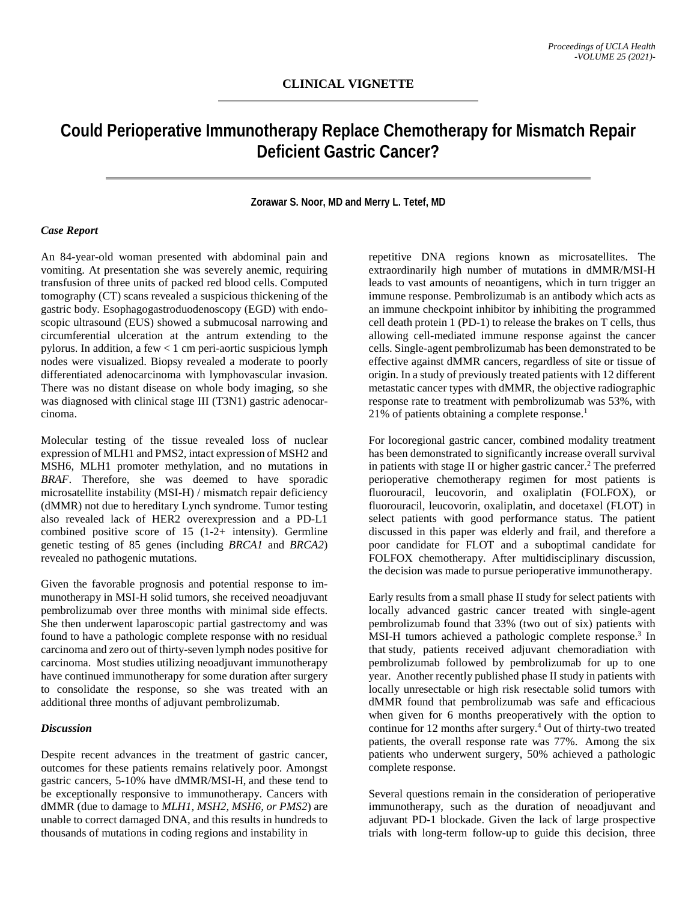**CLINICAL VIGNETTE**

# Could Perioperative Immunotherapy Replace Chemotherapy for Mismatch Repair Deficient Gastric Cancer?

**Zorawar S. Noor, MD and Merry L. Tetef, MD**

### *Case Report*

An 84-year-old woman presented with abdominal pain and vomiting. At presentation she was severely anemic, requiring transfusion of three units of packed red blood cells. Computed tomography (CT) scans revealed a suspicious thickening of the gastric body. Esophagogastroduodenoscopy (EGD) with endoscopic ultrasound (EUS) showed a submucosal narrowing and circumferential ulceration at the antrum extending to the pylorus. In addition, a few < 1 cm peri-aortic suspicious lymph nodes were visualized. Biopsy revealed a moderate to poorly differentiated adenocarcinoma with lymphovascular invasion. There was no distant disease on whole body imaging, so she was diagnosed with clinical stage III (T3N1) gastric adenocarcinoma.

Molecular testing of the tissue revealed loss of nuclear expression of MLH1 and PMS2, intact expression of MSH2 and MSH6, MLH1 promoter methylation, and no mutations in *BRAF*. Therefore, she was deemed to have sporadic microsatellite instability (MSI-H) / mismatch repair deficiency (dMMR) not due to hereditary Lynch syndrome. Tumor testing also revealed lack of HER2 overexpression and a PD-L1 combined positive score of 15 (1-2+ intensity). Germline genetic testing of 85 genes (including *BRCA1* and *BRCA2*) revealed no pathogenic mutations.

Given the favorable prognosis and potential response to immunotherapy in MSI-H solid tumors, she received neoadjuvant pembrolizumab over three months with minimal side effects. She then underwent laparoscopic partial gastrectomy and was found to have a pathologic complete response with no residual carcinoma and zero out of thirty-seven lymph nodes positive for carcinoma. Most studies utilizing neoadjuvant immunotherapy have continued immunotherapy for some duration after surgery to consolidate the response, so she was treated with an additional three months of adjuvant pembrolizumab.

### *Discussion*

Despite recent advances in the treatment of gastric cancer, outcomes for these patients remains relatively poor. Amongst gastric cancers, 5-10% have dMMR/MSI-H, and these tend to be exceptionally responsive to immunotherapy. Cancers with dMMR (due to damage to *MLH1, MSH2, MSH6, or PMS2*) are unable to correct damaged DNA, and this results in hundreds to thousands of mutations in coding regions and instability in repetitive DNA regions known as microsatellites. The extraordinarily high number of mutations in dMMR/MSI-H leads to vast amounts of neoantigens, which in turn trigger an immune response. Pembrolizumab is an antibody which acts as an immune checkpoint inhibitor by inhibiting the programmed cell death protein 1 (PD-1) to release the brakes on T cells, thus allowing cell-mediated immune response against the cancer cells. Single-agent pembrolizumab has been demonstrated to be effective against dMMR cancers, regardless of site or tissue of origin. In a study of previously treated patients with 12 different metastatic cancer types with dMMR, the objective radiographic response rate to treatment with pembrolizumab was 53%, with 21% of patients obtaining a complete response.[1]

For locoregional gastric cancer, combined modality treatment has been demonstrated to significantly increase overall survival in patients with stage II or higher gastric cancer.[2] The preferred perioperative chemotherapy regimen for most patients is fluorouracil, leucovorin, and oxaliplatin (FOLFOX), or fluorouracil, leucovorin, oxaliplatin, and docetaxel (FLOT) in select patients with good performance status. The patient discussed in this paper was elderly and frail, and therefore a poor candidate for FLOT and a suboptimal candidate for FOLFOX chemotherapy. After multidisciplinary discussion, the decision was made to pursue perioperative immunotherapy.

Early results from a small phase II study for select patients with locally advanced gastric cancer treated with single-agent pembrolizumab found that 33% (two out of six) patients with MSI-H tumors achieved a pathologic complete response.[3] In that study, patients received adjuvant chemoradiation with pembrolizumab followed by pembrolizumab for up to one year. Another recently published phase II study in patients with locally unresectable or high risk resectable solid tumors with dMMR found that pembrolizumab was safe and efficacious when given for 6 months preoperatively with the option to continue for 12 months after surgery.[4] Out of thirty-two treated patients, the overall response rate was 77%. Among the six patients who underwent surgery, 50% achieved a pathologic complete response.

Several questions remain in the consideration of perioperative immunotherapy, such as the duration of neoadjuvant and adjuvant PD-1 blockade. Given the lack of large prospective trials with long-term follow-up to guide this decision, three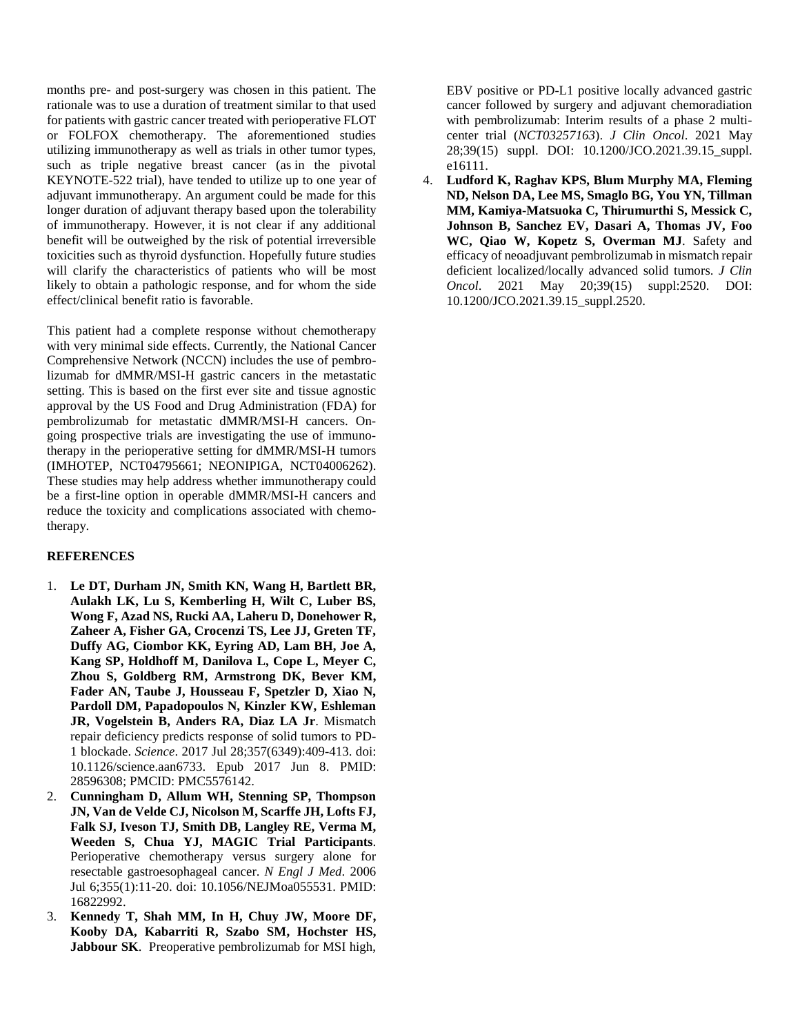months pre- and post-surgery was chosen in this patient. The rationale was to use a duration of treatment similar to that used for patients with gastric cancer treated with perioperative FLOT or FOLFOX chemotherapy. The aforementioned studies utilizing immunotherapy as well as trials in other tumor types, such as triple negative breast cancer (as in the pivotal KEYNOTE-522 trial), have tended to utilize up to one year of adjuvant immunotherapy. An argument could be made for this longer duration of adjuvant therapy based upon the tolerability of immunotherapy. However, it is not clear if any additional benefit will be outweighed by the risk of potential irreversible toxicities such as thyroid dysfunction. Hopefully future studies will clarify the characteristics of patients who will be most likely to obtain a pathologic response, and for whom the side effect/clinical benefit ratio is favorable.

This patient had a complete response without chemotherapy with very minimal side effects. Currently, the National Cancer Comprehensive Network (NCCN) includes the use of pembrolizumab for dMMR/MSI-H gastric cancers in the metastatic setting. This is based on the first ever site and tissue agnostic approval by the US Food and Drug Administration (FDA) for pembrolizumab for metastatic dMMR/MSI-H cancers. Ongoing prospective trials are investigating the use of immunotherapy in the perioperative setting for dMMR/MSI-H tumors (IMHOTEP, NCT04795661; NEONIPIGA, NCT04006262). These studies may help address whether immunotherapy could be a first-line option in operable dMMR/MSI-H cancers and reduce the toxicity and complications associated with chemotherapy.

## REFERENCES

1. **Le DT, Durham JN, Smith KN, Wang H, Bartlett BR, Aulakh LK, Lu S, Kemberling H, Wilt C, Luber BS, Wong F, Azad NS, Rucki AA, Laheru D, Donehower R, Zaheer A, Fisher GA, Crocenzi TS, Lee JJ, Greten TF, Duffy AG, Ciombor KK, Eyring AD, Lam BH, Joe A, Kang SP, Holdhoff M, Danilova L, Cope L, Meyer C, Zhou S, Goldberg RM, Armstrong DK, Bever KM, Fader AN, Taube J, Housseau F, Spetzler D, Xiao N, Pardoll DM, Papadopoulos N, Kinzler KW, Eshleman JR, Vogelstein B, Anders RA, Diaz LA Jr**. Mismatch repair deficiency predicts response of solid tumors to PD-1 blockade. *Science*. 2017 Jul 28;357(6349):409-413. doi: 10.1126/science.aan6733. Epub 2017 Jun 8. PMID: 28596308; PMCID: PMC5576142.
2. **Cunningham D, Allum WH, Stenning SP, Thompson JN, Van de Velde CJ, Nicolson M, Scarffe JH, Lofts FJ, Falk SJ, Iveson TJ, Smith DB, Langley RE, Verma M, Weeden S, Chua YJ, MAGIC Trial Participants**. Perioperative chemotherapy versus surgery alone for resectable gastroesophageal cancer. *N Engl J Med*. 2006 Jul 6;355(1):11-20. doi: 10.1056/NEJMoa055531. PMID: 16822992.
3. **Kennedy T, Shah MM, In H, Chuy JW, Moore DF, Kooby DA, Kabarriti R, Szabo SM, Hochster HS, Jabbour SK**. Preoperative pembrolizumab for MSI high, EBV positive or PD-L1 positive locally advanced gastric cancer followed by surgery and adjuvant chemoradiation with pembrolizumab: Interim results of a phase 2 multicenter trial (*NCT03257163*). *J Clin Oncol*. 2021 May 28;39(15) suppl. DOI: 10.1200/JCO.2021.39.15_suppl.e16111.
4. **Ludford K, Raghav KPS, Blum Murphy MA, Fleming ND, Nelson DA, Lee MS, Smaglo BG, You YN, Tillman MM, Kamiya-Matsuoka C, Thirumurthi S, Messick C, Johnson B, Sanchez EV, Dasari A, Thomas JV, Foo WC, Qiao W, Kopetz S, Overman MJ**. Safety and efficacy of neoadjuvant pembrolizumab in mismatch repair deficient localized/locally advanced solid tumors. *J Clin Oncol*. 2021 May 20;39(15) suppl:2520. DOI: 10.1200/JCO.2021.39.15_suppl.2520.